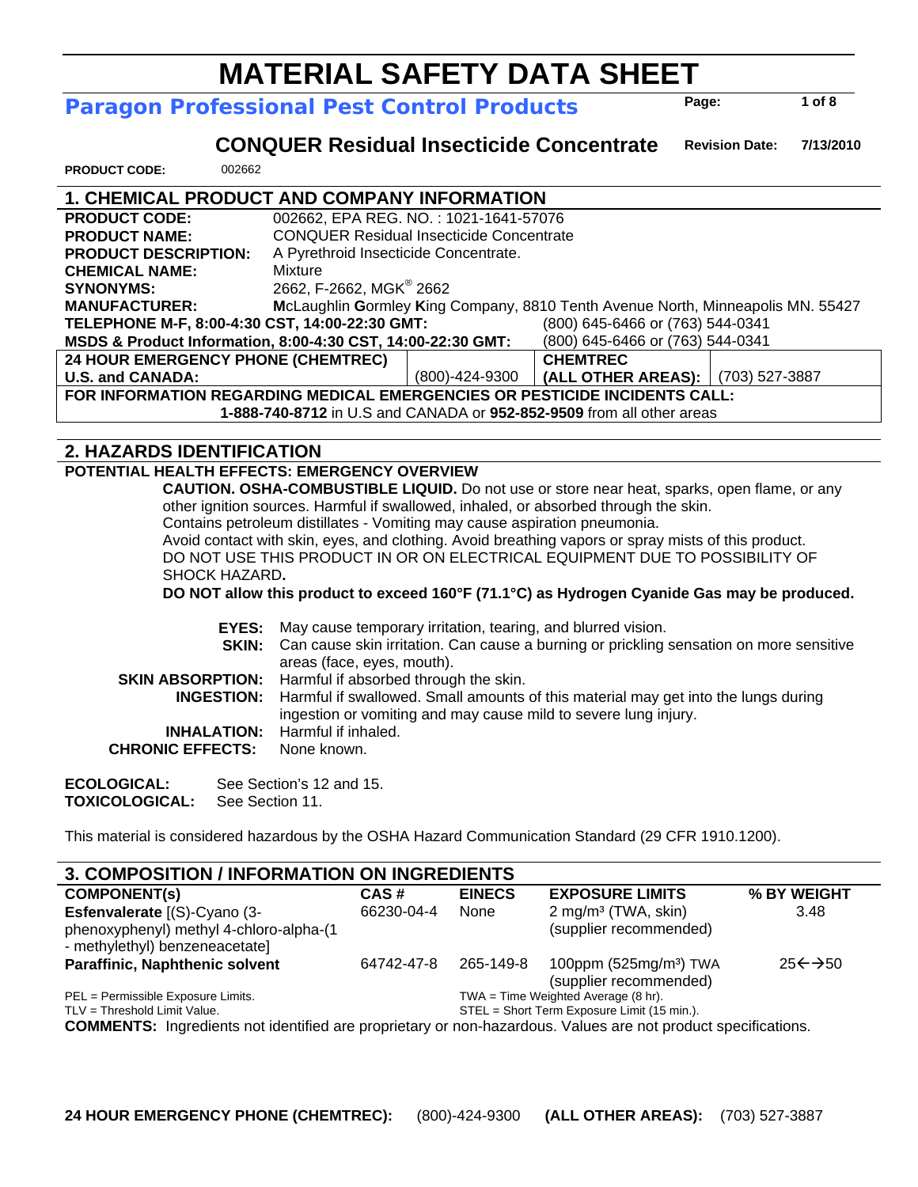# MATERIAL SAFETY DATA SHEET

**Paragon Professional Pest Control Products**

## CONQUER Residual Insecticide Concentrate

**Revision Date:** 7/13/2010

**PRODUCT CODE:** 002662

## 1. CHEMICAL PRODUCT AND COMPANY INFORMATION

| | |
|---|---|
| **PRODUCT CODE:** | 002662, EPA REG. NO. : 1021-1641-57076 |
| **PRODUCT NAME:** | CONQUER Residual Insecticide Concentrate |
| **PRODUCT DESCRIPTION:** | A Pyrethroid Insecticide Concentrate. |
| **CHEMICAL NAME:** | Mixture |
| **SYNONYMS:** | 2662, F-2662, MGK® 2662 |
| **MANUFACTURER:** | **M**cLaughlin **G**ormley **K**ing Company, 8810 Tenth Avenue North, Minneapolis MN. 55427 |

**TELEPHONE M-F, 8:00-4:30 CST, 14:00-22:30 GMT:** (800) 645-6466 or (763) 544-0341

**MSDS & Product Information, 8:00-4:30 CST, 14:00-22:30 GMT:** (800) 645-6466 or (763) 544-0341

| **24 HOUR EMERGENCY PHONE (CHEMTREC)** | | **CHEMTREC** | |
|---|---|---|---|
| **U.S. and CANADA:** | (800)-424-9300 | **(ALL OTHER AREAS):** | (703) 527-3887 |

**FOR INFORMATION REGARDING MEDICAL EMERGENCIES OR PESTICIDE INCIDENTS CALL:**
**1-888-740-8712** in U.S and CANADA or **952-852-9509** from all other areas

## 2. HAZARDS IDENTIFICATION

**POTENTIAL HEALTH EFFECTS: EMERGENCY OVERVIEW**

**CAUTION. OSHA-COMBUSTIBLE LIQUID.** Do not use or store near heat, sparks, open flame, or any other ignition sources. Harmful if swallowed, inhaled, or absorbed through the skin.
Contains petroleum distillates - Vomiting may cause aspiration pneumonia.
Avoid contact with skin, eyes, and clothing. Avoid breathing vapors or spray mists of this product.
DO NOT USE THIS PRODUCT IN OR ON ELECTRICAL EQUIPMENT DUE TO POSSIBILITY OF SHOCK HAZARD**.**
**DO NOT allow this product to exceed 160°F (71.1°C) as Hydrogen Cyanide Gas may be produced.**

**EYES:** May cause temporary irritation, tearing, and blurred vision.
**SKIN:** Can cause skin irritation. Can cause a burning or prickling sensation on more sensitive areas (face, eyes, mouth).
**SKIN ABSORPTION:** Harmful if absorbed through the skin.
**INGESTION:** Harmful if swallowed. Small amounts of this material may get into the lungs during ingestion or vomiting and may cause mild to severe lung injury.
**INHALATION:** Harmful if inhaled.
**CHRONIC EFFECTS:** None known.

**ECOLOGICAL:** See Section's 12 and 15.
**TOXICOLOGICAL:** See Section 11.

This material is considered hazardous by the OSHA Hazard Communication Standard (29 CFR 1910.1200).

## 3. COMPOSITION / INFORMATION ON INGREDIENTS

| COMPONENT(s) | CAS # | EINECS | EXPOSURE LIMITS | % BY WEIGHT |
|---|---|---|---|---|
| **Esfenvalerate** [(S)-Cyano (3-phenoxyphenyl) methyl 4-chloro-alpha-(1 - methylethyl) benzeneacetate] | 66230-04-4 | None | 2 mg/m³ (TWA, skin) (supplier recommended) | 3.48 |
| **Paraffinic, Naphthenic solvent** | 64742-47-8 | 265-149-8 | 100ppm (525mg/m³) TWA (supplier recommended) | 25←→50 |

PEL = Permissible Exposure Limits. TWA = Time Weighted Average (8 hr).
TLV = Threshold Limit Value. STEL = Short Term Exposure Limit (15 min.).

**COMMENTS:** Ingredients not identified are proprietary or non-hazardous. Values are not product specifications.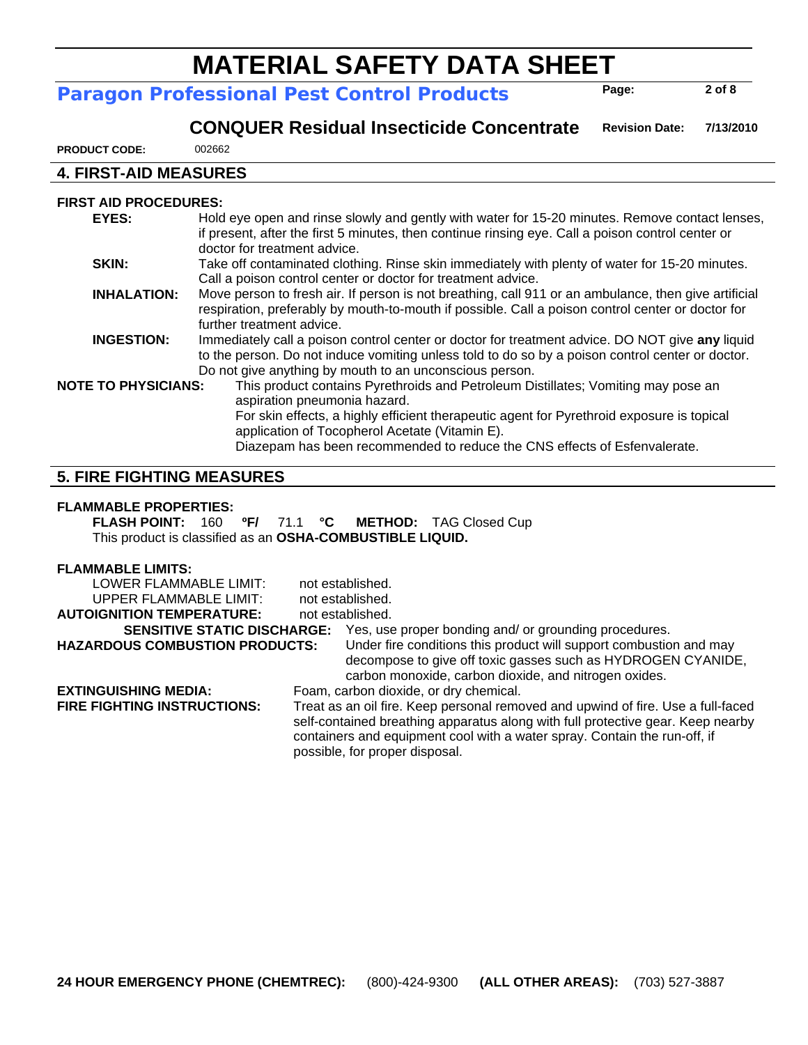## 4. FIRST-AID MEASURES

**FIRST AID PROCEDURES:**

**EYES:** Hold eye open and rinse slowly and gently with water for 15-20 minutes. Remove contact lenses, if present, after the first 5 minutes, then continue rinsing eye. Call a poison control center or doctor for treatment advice.

**SKIN:** Take off contaminated clothing. Rinse skin immediately with plenty of water for 15-20 minutes. Call a poison control center or doctor for treatment advice.

**INHALATION:** Move person to fresh air. If person is not breathing, call 911 or an ambulance, then give artificial respiration, preferably by mouth-to-mouth if possible. Call a poison control center or doctor for further treatment advice.

**INGESTION:** Immediately call a poison control center or doctor for treatment advice. DO NOT give **any** liquid to the person. Do not induce vomiting unless told to do so by a poison control center or doctor. Do not give anything by mouth to an unconscious person.

**NOTE TO PHYSICIANS:** This product contains Pyrethroids and Petroleum Distillates; Vomiting may pose an aspiration pneumonia hazard.
For skin effects, a highly efficient therapeutic agent for Pyrethroid exposure is topical application of Tocopherol Acetate (Vitamin E).
Diazepam has been recommended to reduce the CNS effects of Esfenvalerate.

## 5. FIRE FIGHTING MEASURES

**FLAMMABLE PROPERTIES:**

**FLASH POINT:** 160 **ºF/** 71.1 **°C** **METHOD:** TAG Closed Cup

This product is classified as an **OSHA-COMBUSTIBLE LIQUID.**

**FLAMMABLE LIMITS:**

LOWER FLAMMABLE LIMIT: not established.

UPPER FLAMMABLE LIMIT: not established.

**AUTOIGNITION TEMPERATURE:** not established.

**SENSITIVE STATIC DISCHARGE:** Yes, use proper bonding and/ or grounding procedures.

**HAZARDOUS COMBUSTION PRODUCTS:** Under fire conditions this product will support combustion and may decompose to give off toxic gasses such as HYDROGEN CYANIDE, carbon monoxide, carbon dioxide, and nitrogen oxides.

**EXTINGUISHING MEDIA:** Foam, carbon dioxide, or dry chemical.

**FIRE FIGHTING INSTRUCTIONS:** Treat as an oil fire. Keep personal removed and upwind of fire. Use a full-faced self-contained breathing apparatus along with full protective gear. Keep nearby containers and equipment cool with a water spray. Contain the run-off, if possible, for proper disposal.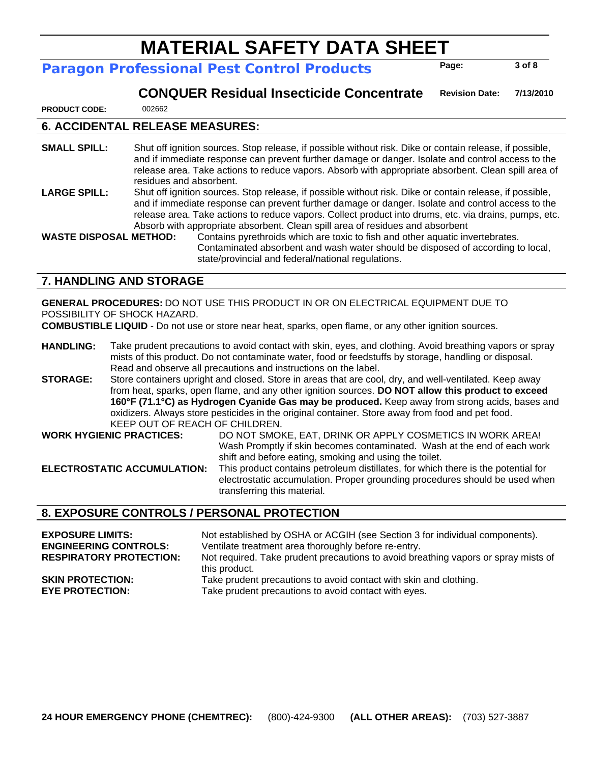# MATERIAL SAFETY DATA SHEET

**Paragon Professional Pest Control Products**

**CONQUER Residual Insecticide Concentrate** **Revision Date:** 7/13/2010

**PRODUCT CODE:** 002662

## 6. ACCIDENTAL RELEASE MEASURES:

**SMALL SPILL:** Shut off ignition sources. Stop release, if possible without risk. Dike or contain release, if possible, and if immediate response can prevent further damage or danger. Isolate and control access to the release area. Take actions to reduce vapors. Absorb with appropriate absorbent. Clean spill area of residues and absorbent.

**LARGE SPILL:** Shut off ignition sources. Stop release, if possible without risk. Dike or contain release, if possible, and if immediate response can prevent further damage or danger. Isolate and control access to the release area. Take actions to reduce vapors. Collect product into drums, etc. via drains, pumps, etc. Absorb with appropriate absorbent. Clean spill area of residues and absorbent

**WASTE DISPOSAL METHOD:** Contains pyrethroids which are toxic to fish and other aquatic invertebrates. Contaminated absorbent and wash water should be disposed of according to local, state/provincial and federal/national regulations.

## 7. HANDLING AND STORAGE

**GENERAL PROCEDURES:** DO NOT USE THIS PRODUCT IN OR ON ELECTRICAL EQUIPMENT DUE TO POSSIBILITY OF SHOCK HAZARD.

**COMBUSTIBLE LIQUID** - Do not use or store near heat, sparks, open flame, or any other ignition sources.

**HANDLING:** Take prudent precautions to avoid contact with skin, eyes, and clothing. Avoid breathing vapors or spray mists of this product. Do not contaminate water, food or feedstuffs by storage, handling or disposal. Read and observe all precautions and instructions on the label.

**STORAGE:** Store containers upright and closed. Store in areas that are cool, dry, and well-ventilated. Keep away from heat, sparks, open flame, and any other ignition sources. **DO NOT allow this product to exceed 160°F (71.1°C) as Hydrogen Cyanide Gas may be produced.** Keep away from strong acids, bases and oxidizers. Always store pesticides in the original container. Store away from food and pet food. KEEP OUT OF REACH OF CHILDREN.

**WORK HYGIENIC PRACTICES:** DO NOT SMOKE, EAT, DRINK OR APPLY COSMETICS IN WORK AREA! Wash Promptly if skin becomes contaminated. Wash at the end of each work shift and before eating, smoking and using the toilet.

**ELECTROSTATIC ACCUMULATION:** This product contains petroleum distillates, for which there is the potential for electrostatic accumulation. Proper grounding procedures should be used when transferring this material.

## 8. EXPOSURE CONTROLS / PERSONAL PROTECTION

**EXPOSURE LIMITS:** Not established by OSHA or ACGIH (see Section 3 for individual components).

**ENGINEERING CONTROLS:** Ventilate treatment area thoroughly before re-entry.

**RESPIRATORY PROTECTION:** Not required. Take prudent precautions to avoid breathing vapors or spray mists of this product.

**SKIN PROTECTION:** Take prudent precautions to avoid contact with skin and clothing.

**EYE PROTECTION:** Take prudent precautions to avoid contact with eyes.

**24 HOUR EMERGENCY PHONE (CHEMTREC):** (800)-424-9300 **(ALL OTHER AREAS):** (703) 527-3887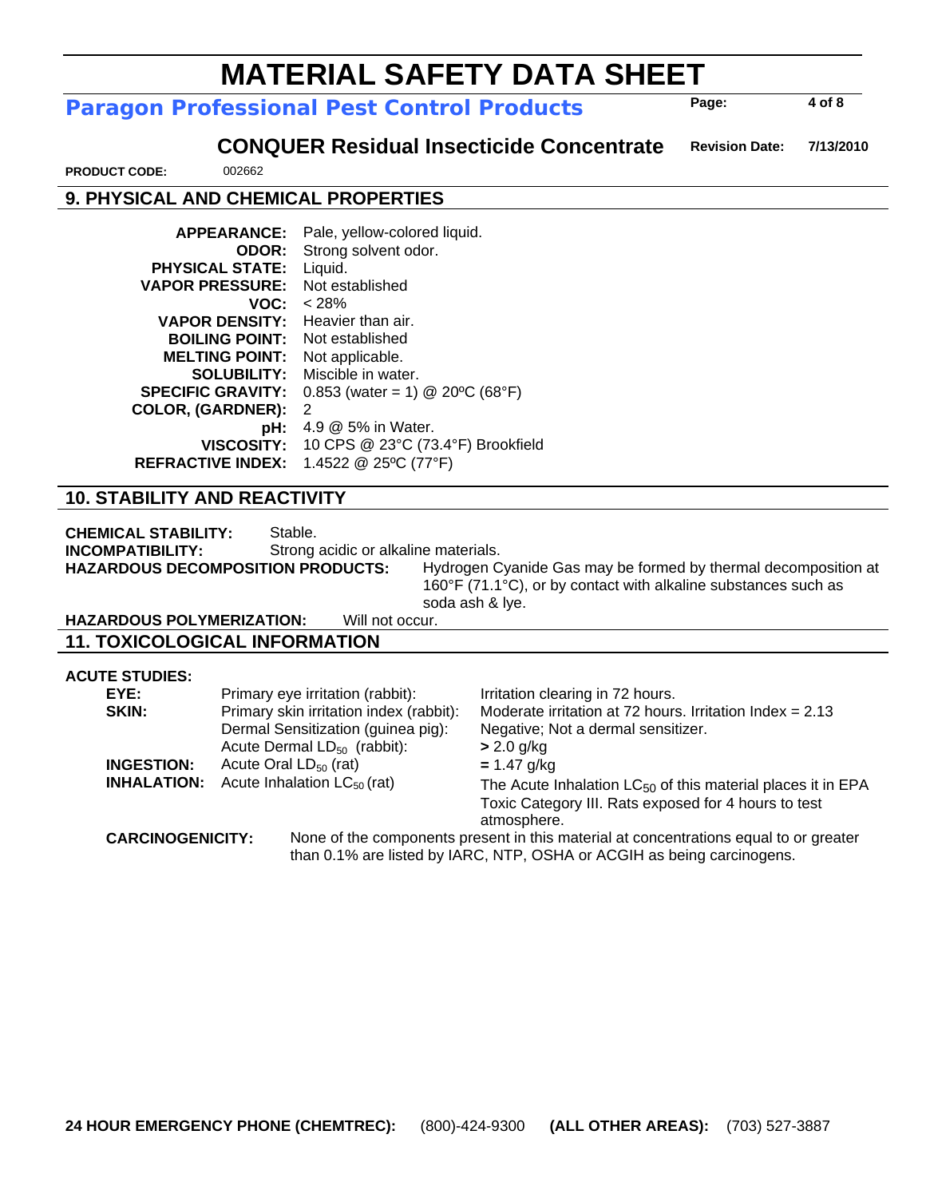## 9. PHYSICAL AND CHEMICAL PROPERTIES

| | |
|---|---|
| **APPEARANCE:** | Pale, yellow-colored liquid. |
| **ODOR:** | Strong solvent odor. |
| **PHYSICAL STATE:** | Liquid. |
| **VAPOR PRESSURE:** | Not established |
| **VOC:** | < 28% |
| **VAPOR DENSITY:** | Heavier than air. |
| **BOILING POINT:** | Not established |
| **MELTING POINT:** | Not applicable. |
| **SOLUBILITY:** | Miscible in water. |
| **SPECIFIC GRAVITY:** | 0.853 (water = 1) @ 20ºC (68°F) |
| **COLOR, (GARDNER):** | 2 |
| **pH:** | 4.9 @ 5% in Water. |
| **VISCOSITY:** | 10 CPS @ 23°C (73.4°F) Brookfield |
| **REFRACTIVE INDEX:** | 1.4522 @ 25ºC (77°F) |

## 10. STABILITY AND REACTIVITY

**CHEMICAL STABILITY:** Stable.

**INCOMPATIBILITY:** Strong acidic or alkaline materials.

**HAZARDOUS DECOMPOSITION PRODUCTS:** Hydrogen Cyanide Gas may be formed by thermal decomposition at 160°F (71.1°C), or by contact with alkaline substances such as soda ash & lye.

**HAZARDOUS POLYMERIZATION:** Will not occur.

## 11. TOXICOLOGICAL INFORMATION

**ACUTE STUDIES:**

| | | |
|---|---|---|
| **EYE:** | Primary eye irritation (rabbit): | Irritation clearing in 72 hours. |
| **SKIN:** | Primary skin irritation index (rabbit): | Moderate irritation at 72 hours. Irritation Index = 2.13 |
| | Dermal Sensitization (guinea pig): | Negative; Not a dermal sensitizer. |
| | Acute Dermal $LD_{50}$ (rabbit): | **>** 2.0 g/kg |
| **INGESTION:** | Acute Oral $LD_{50}$ (rat) | **=** 1.47 g/kg |
| **INHALATION:** | Acute Inhalation $LC_{50}$ (rat) | The Acute Inhalation $LC_{50}$ of this material places it in EPA Toxic Category III. Rats exposed for 4 hours to test atmosphere. |

**CARCINOGENICITY:** None of the components present in this material at concentrations equal to or greater than 0.1% are listed by IARC, NTP, OSHA or ACGIH as being carcinogens.

**24 HOUR EMERGENCY PHONE (CHEMTREC):** (800)-424-9300 **(ALL OTHER AREAS):** (703) 527-3887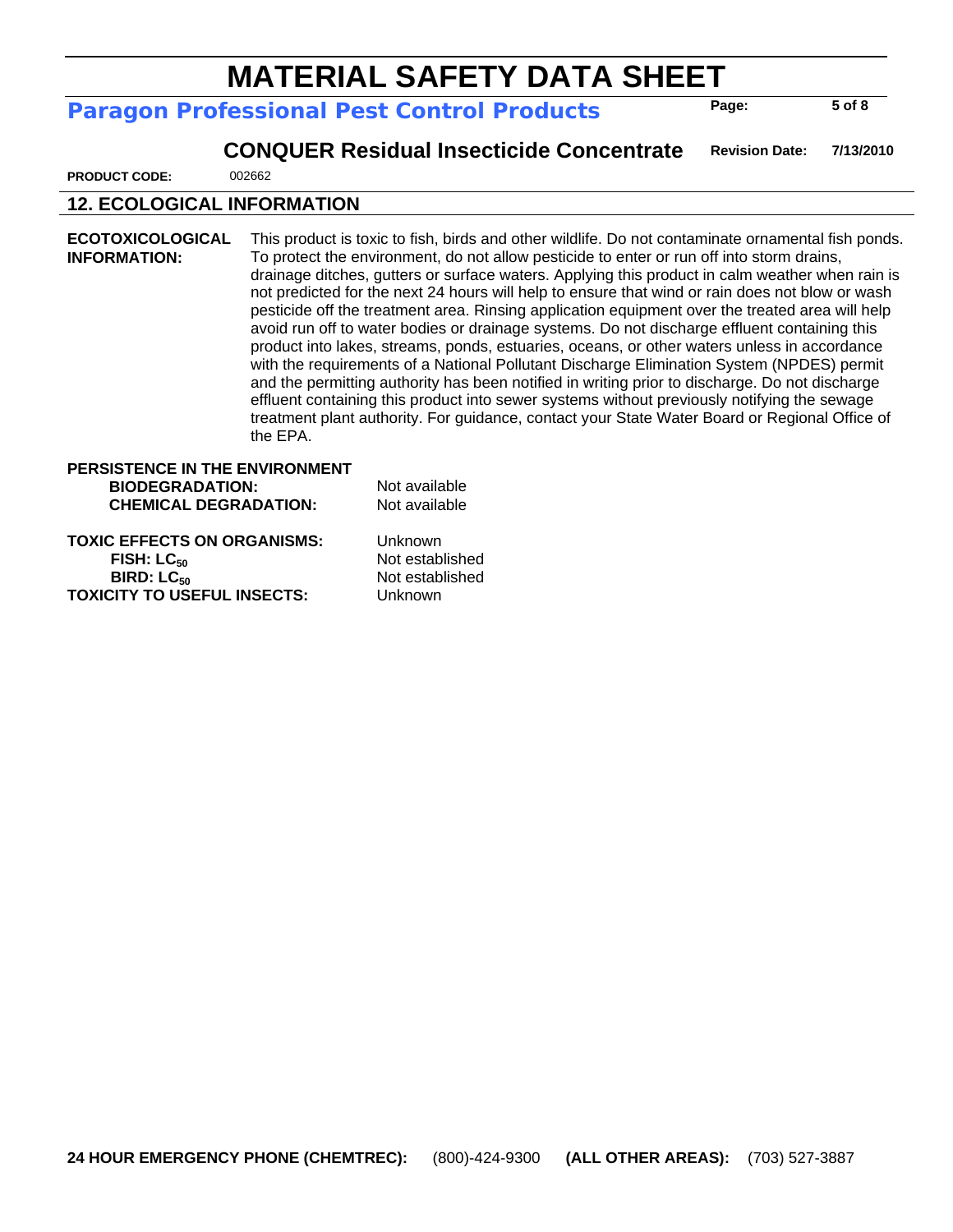**PRODUCT CODE:** 002662

## 12. ECOLOGICAL INFORMATION

**ECOTOXICOLOGICAL INFORMATION:** This product is toxic to fish, birds and other wildlife. Do not contaminate ornamental fish ponds. To protect the environment, do not allow pesticide to enter or run off into storm drains, drainage ditches, gutters or surface waters. Applying this product in calm weather when rain is not predicted for the next 24 hours will help to ensure that wind or rain does not blow or wash pesticide off the treatment area. Rinsing application equipment over the treated area will help avoid run off to water bodies or drainage systems. Do not discharge effluent containing this product into lakes, streams, ponds, estuaries, oceans, or other waters unless in accordance with the requirements of a National Pollutant Discharge Elimination System (NPDES) permit and the permitting authority has been notified in writing prior to discharge. Do not discharge effluent containing this product into sewer systems without previously notifying the sewage treatment plant authority. For guidance, contact your State Water Board or Regional Office of the EPA.

**PERSISTENCE IN THE ENVIRONMENT**

| | |
|---|---|
| **BIODEGRADATION:** | Not available |
| **CHEMICAL DEGRADATION:** | Not available |

| | |
|---|---|
| **TOXIC EFFECTS ON ORGANISMS:** | Unknown |
| **FISH: $LC_{50}$** | Not established |
| **BIRD: $LC_{50}$** | Not established |
| **TOXICITY TO USEFUL INSECTS:** | Unknown |

**24 HOUR EMERGENCY PHONE (CHEMTREC):** (800)-424-9300 **(ALL OTHER AREAS):** (703) 527-3887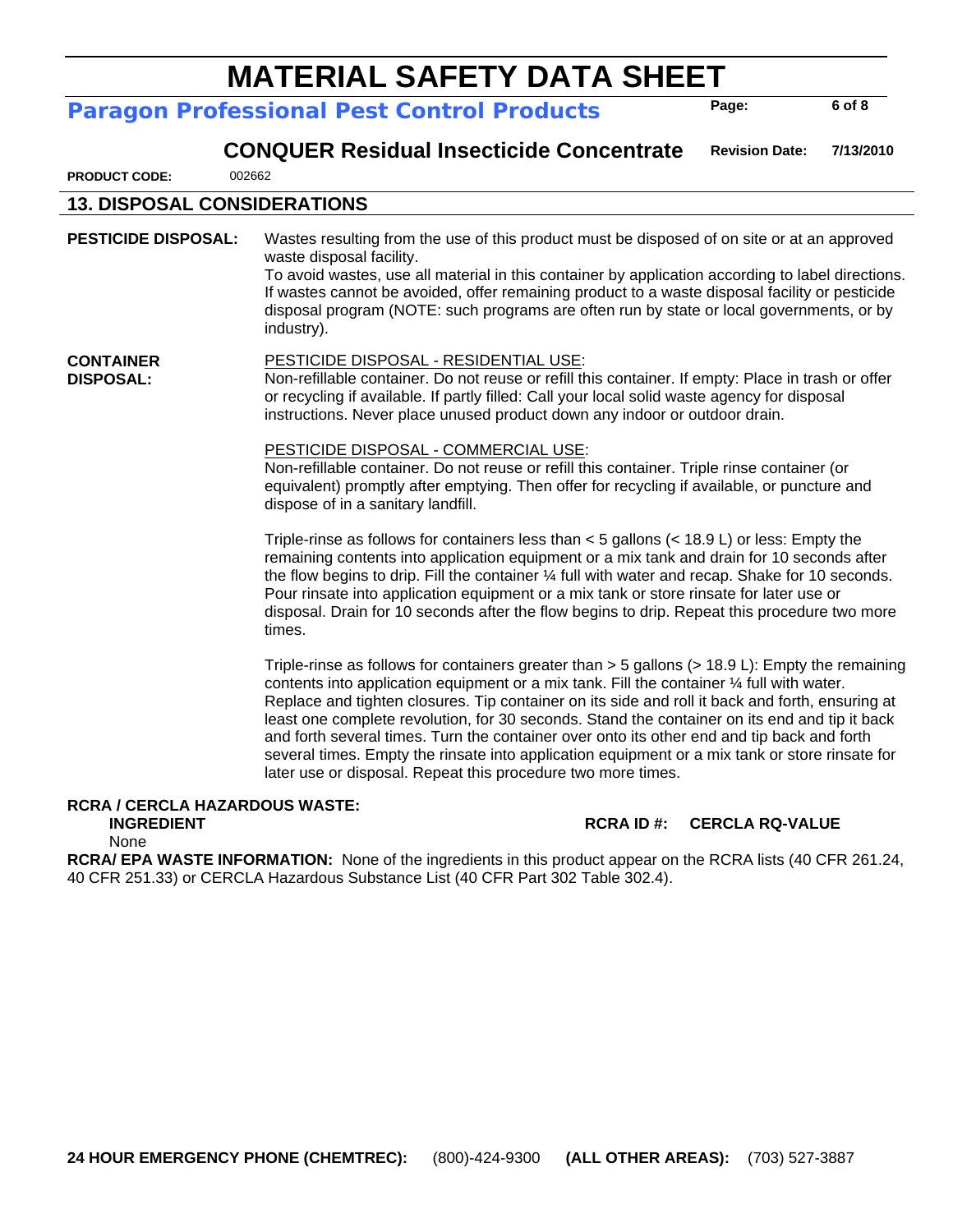## 13. DISPOSAL CONSIDERATIONS

**PESTICIDE DISPOSAL:** Wastes resulting from the use of this product must be disposed of on site or at an approved waste disposal facility.
To avoid wastes, use all material in this container by application according to label directions. If wastes cannot be avoided, offer remaining product to a waste disposal facility or pesticide disposal program (NOTE: such programs are often run by state or local governments, or by industry).

**CONTAINER DISPOSAL:**

PESTICIDE DISPOSAL - RESIDENTIAL USE:
Non-refillable container. Do not reuse or refill this container. If empty: Place in trash or offer or recycling if available. If partly filled: Call your local solid waste agency for disposal instructions. Never place unused product down any indoor or outdoor drain.

PESTICIDE DISPOSAL - COMMERCIAL USE:
Non-refillable container. Do not reuse or refill this container. Triple rinse container (or equivalent) promptly after emptying. Then offer for recycling if available, or puncture and dispose of in a sanitary landfill.

Triple-rinse as follows for containers less than < 5 gallons (< 18.9 L) or less: Empty the remaining contents into application equipment or a mix tank and drain for 10 seconds after the flow begins to drip. Fill the container ¼ full with water and recap. Shake for 10 seconds. Pour rinsate into application equipment or a mix tank or store rinsate for later use or disposal. Drain for 10 seconds after the flow begins to drip. Repeat this procedure two more times.

Triple-rinse as follows for containers greater than > 5 gallons (> 18.9 L): Empty the remaining contents into application equipment or a mix tank. Fill the container ¼ full with water. Replace and tighten closures. Tip container on its side and roll it back and forth, ensuring at least one complete revolution, for 30 seconds. Stand the container on its end and tip it back and forth several times. Turn the container over onto its other end and tip back and forth several times. Empty the rinsate into application equipment or a mix tank or store rinsate for later use or disposal. Repeat this procedure two more times.

**RCRA / CERCLA HAZARDOUS WASTE:**

| INGREDIENT | RCRA ID #: | CERCLA RQ-VALUE |
|---|---|---|
| None | | |

**RCRA/ EPA WASTE INFORMATION:** None of the ingredients in this product appear on the RCRA lists (40 CFR 261.24, 40 CFR 251.33) or CERCLA Hazardous Substance List (40 CFR Part 302 Table 302.4).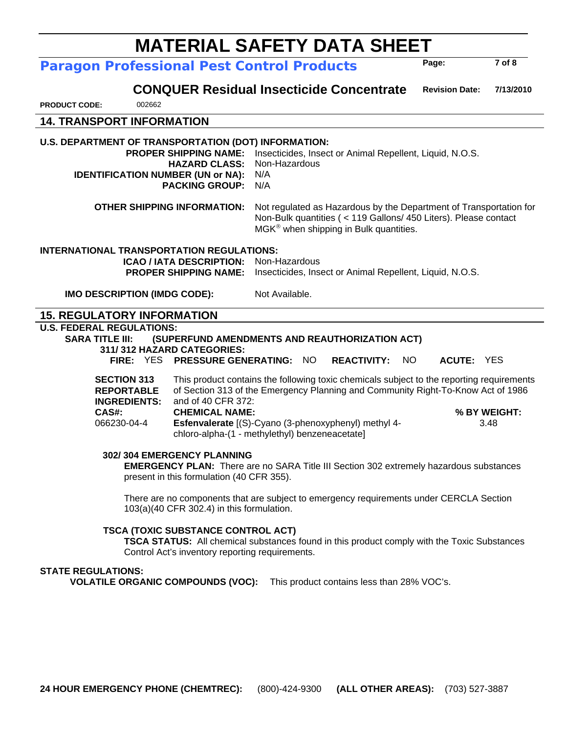## 14. TRANSPORT INFORMATION

**U.S. DEPARTMENT OF TRANSPORTATION (DOT) INFORMATION:**

**PROPER SHIPPING NAME:** Insecticides, Insect or Animal Repellent, Liquid, N.O.S.
**HAZARD CLASS:** Non-Hazardous
**IDENTIFICATION NUMBER (UN or NA):** N/A
**PACKING GROUP:** N/A

**OTHER SHIPPING INFORMATION:** Not regulated as Hazardous by the Department of Transportation for Non-Bulk quantities ( < 119 Gallons/ 450 Liters). Please contact MGK® when shipping in Bulk quantities.

**INTERNATIONAL TRANSPORTATION REGULATIONS:**

**ICAO / IATA DESCRIPTION:** Non-Hazardous
**PROPER SHIPPING NAME:** Insecticides, Insect or Animal Repellent, Liquid, N.O.S.

**IMO DESCRIPTION (IMDG CODE):** Not Available.

## 15. REGULATORY INFORMATION

**U.S. FEDERAL REGULATIONS:**

**SARA TITLE III: (SUPERFUND AMENDMENTS AND REAUTHORIZATION ACT)**

**311/ 312 HAZARD CATEGORIES:**

**FIRE:** YES **PRESSURE GENERATING:** NO **REACTIVITY:** NO **ACUTE:** YES

**SECTION 313 REPORTABLE INGREDIENTS:** This product contains the following toxic chemicals subject to the reporting requirements of Section 313 of the Emergency Planning and Community Right-To-Know Act of 1986 and of 40 CFR 372:

| CAS#: | CHEMICAL NAME: | % BY WEIGHT: |
|---|---|---|
| 066230-04-4 | **Esfenvalerate** [(S)-Cyano (3-phenoxyphenyl) methyl 4-chloro-alpha-(1 - methylethyl) benzeneacetate] | 3.48 |

**302/ 304 EMERGENCY PLANNING**

**EMERGENCY PLAN:** There are no SARA Title III Section 302 extremely hazardous substances present in this formulation (40 CFR 355).

There are no components that are subject to emergency requirements under CERCLA Section 103(a)(40 CFR 302.4) in this formulation.

**TSCA (TOXIC SUBSTANCE CONTROL ACT)**

**TSCA STATUS:** All chemical substances found in this product comply with the Toxic Substances Control Act's inventory reporting requirements.

**STATE REGULATIONS:**

**VOLATILE ORGANIC COMPOUNDS (VOC):** This product contains less than 28% VOC's.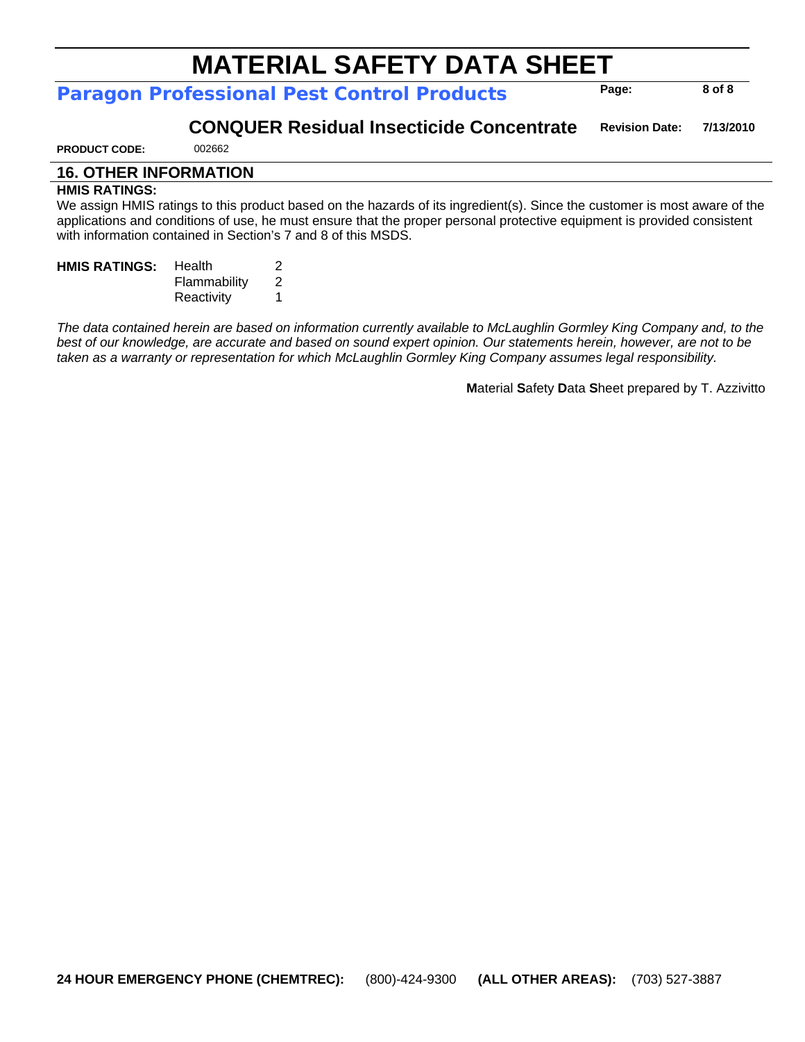## 16. OTHER INFORMATION

**HMIS RATINGS:**

We assign HMIS ratings to this product based on the hazards of its ingredient(s). Since the customer is most aware of the applications and conditions of use, he must ensure that the proper personal protective equipment is provided consistent with information contained in Section's 7 and 8 of this MSDS.

| | | |
|---|---|---|
| **HMIS RATINGS:** | Health | 2 |
| | Flammability | 2 |
| | Reactivity | 1 |

*The data contained herein are based on information currently available to McLaughlin Gormley King Company and, to the best of our knowledge, are accurate and based on sound expert opinion. Our statements herein, however, are not to be taken as a warranty or representation for which McLaughlin Gormley King Company assumes legal responsibility.*

**M**aterial **S**afety **D**ata **S**heet prepared by T. Azzivitto